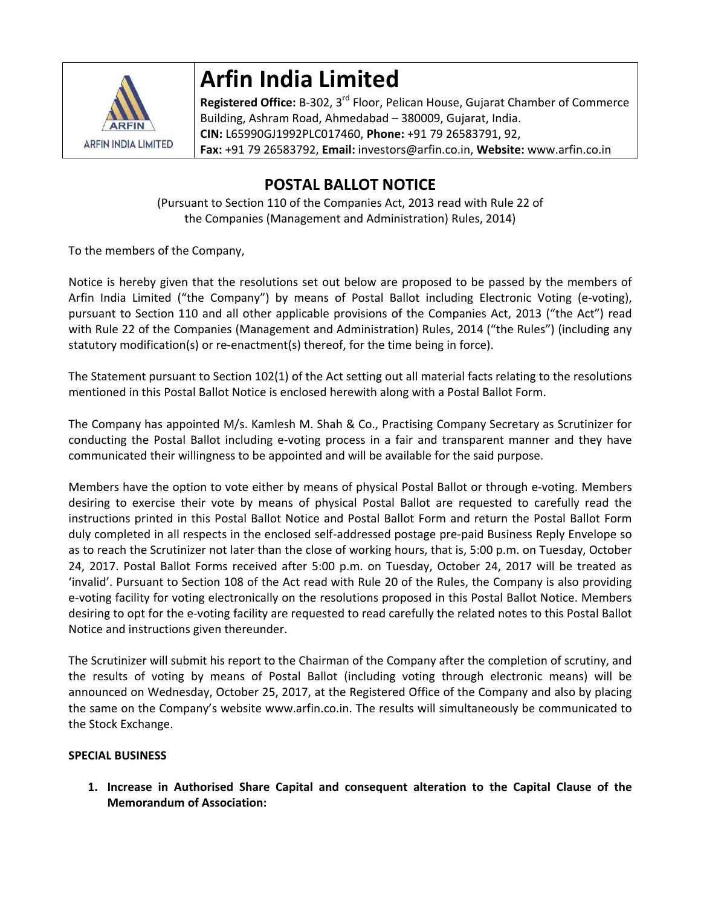# Arfin India Limited

**Registered Office:** B-302, 3rd Floor, Pelican House, Gujarat Chamber of Commerce Building, Ashram Road, Ahmedabad – 380009, Gujarat, India.
**CIN:** L65990GJ1992PLC017460, **Phone:** +91 79 26583791, 92,
**Fax:** +91 79 26583792, **Email:** investors@arfin.co.in, **Website:** www.arfin.co.in

## POSTAL BALLOT NOTICE

(Pursuant to Section 110 of the Companies Act, 2013 read with Rule 22 of the Companies (Management and Administration) Rules, 2014)

To the members of the Company,

Notice is hereby given that the resolutions set out below are proposed to be passed by the members of Arfin India Limited ("the Company") by means of Postal Ballot including Electronic Voting (e-voting), pursuant to Section 110 and all other applicable provisions of the Companies Act, 2013 ("the Act") read with Rule 22 of the Companies (Management and Administration) Rules, 2014 ("the Rules") (including any statutory modification(s) or re-enactment(s) thereof, for the time being in force).

The Statement pursuant to Section 102(1) of the Act setting out all material facts relating to the resolutions mentioned in this Postal Ballot Notice is enclosed herewith along with a Postal Ballot Form.

The Company has appointed M/s. Kamlesh M. Shah & Co., Practising Company Secretary as Scrutinizer for conducting the Postal Ballot including e-voting process in a fair and transparent manner and they have communicated their willingness to be appointed and will be available for the said purpose.

Members have the option to vote either by means of physical Postal Ballot or through e-voting. Members desiring to exercise their vote by means of physical Postal Ballot are requested to carefully read the instructions printed in this Postal Ballot Notice and Postal Ballot Form and return the Postal Ballot Form duly completed in all respects in the enclosed self-addressed postage pre-paid Business Reply Envelope so as to reach the Scrutinizer not later than the close of working hours, that is, 5:00 p.m. on Tuesday, October 24, 2017. Postal Ballot Forms received after 5:00 p.m. on Tuesday, October 24, 2017 will be treated as 'invalid'. Pursuant to Section 108 of the Act read with Rule 20 of the Rules, the Company is also providing e-voting facility for voting electronically on the resolutions proposed in this Postal Ballot Notice. Members desiring to opt for the e-voting facility are requested to read carefully the related notes to this Postal Ballot Notice and instructions given thereunder.

The Scrutinizer will submit his report to the Chairman of the Company after the completion of scrutiny, and the results of voting by means of Postal Ballot (including voting through electronic means) will be announced on Wednesday, October 25, 2017, at the Registered Office of the Company and also by placing the same on the Company's website www.arfin.co.in. The results will simultaneously be communicated to the Stock Exchange.

**SPECIAL BUSINESS**

1. **Increase in Authorised Share Capital and consequent alteration to the Capital Clause of the Memorandum of Association:**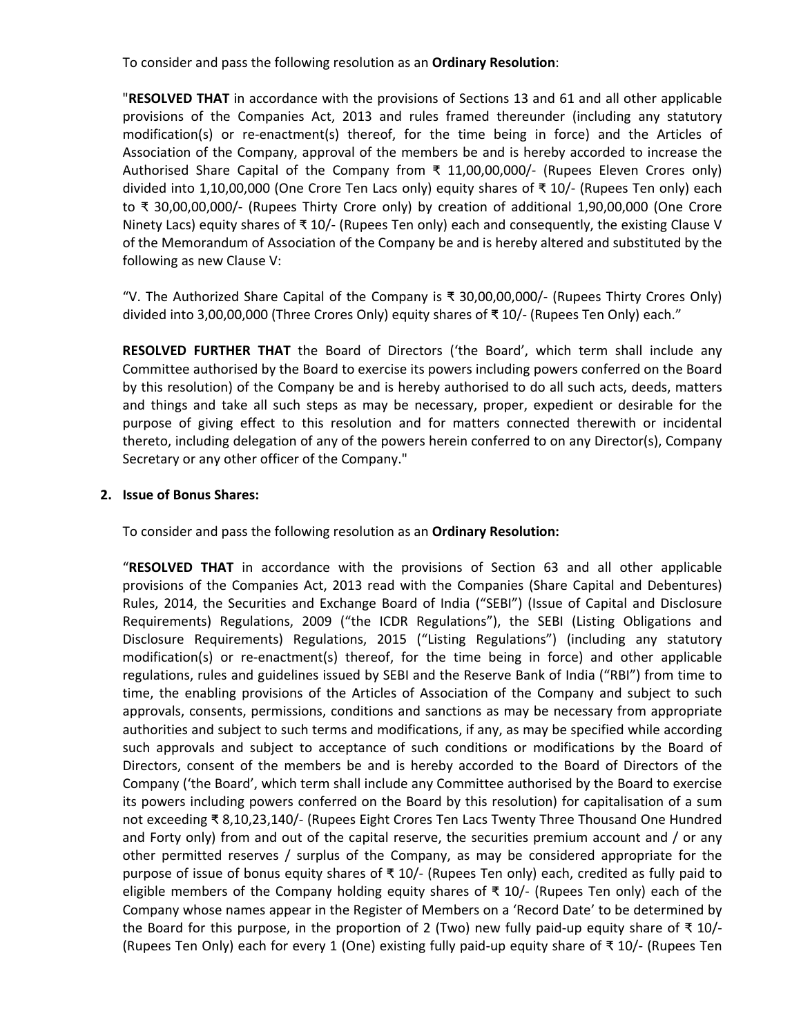To consider and pass the following resolution as an **Ordinary Resolution**:

"**RESOLVED THAT** in accordance with the provisions of Sections 13 and 61 and all other applicable provisions of the Companies Act, 2013 and rules framed thereunder (including any statutory modification(s) or re-enactment(s) thereof, for the time being in force) and the Articles of Association of the Company, approval of the members be and is hereby accorded to increase the Authorised Share Capital of the Company from ₹ 11,00,00,000/- (Rupees Eleven Crores only) divided into 1,10,00,000 (One Crore Ten Lacs only) equity shares of ₹ 10/- (Rupees Ten only) each to ₹ 30,00,00,000/- (Rupees Thirty Crore only) by creation of additional 1,90,00,000 (One Crore Ninety Lacs) equity shares of ₹ 10/- (Rupees Ten only) each and consequently, the existing Clause V of the Memorandum of Association of the Company be and is hereby altered and substituted by the following as new Clause V:

"V. The Authorized Share Capital of the Company is ₹ 30,00,00,000/- (Rupees Thirty Crores Only) divided into 3,00,00,000 (Three Crores Only) equity shares of ₹ 10/- (Rupees Ten Only) each."

**RESOLVED FURTHER THAT** the Board of Directors ('the Board', which term shall include any Committee authorised by the Board to exercise its powers including powers conferred on the Board by this resolution) of the Company be and is hereby authorised to do all such acts, deeds, matters and things and take all such steps as may be necessary, proper, expedient or desirable for the purpose of giving effect to this resolution and for matters connected therewith or incidental thereto, including delegation of any of the powers herein conferred to on any Director(s), Company Secretary or any other officer of the Company."

2. **Issue of Bonus Shares:**

To consider and pass the following resolution as an **Ordinary Resolution:**

"**RESOLVED THAT** in accordance with the provisions of Section 63 and all other applicable provisions of the Companies Act, 2013 read with the Companies (Share Capital and Debentures) Rules, 2014, the Securities and Exchange Board of India ("SEBI") (Issue of Capital and Disclosure Requirements) Regulations, 2009 ("the ICDR Regulations"), the SEBI (Listing Obligations and Disclosure Requirements) Regulations, 2015 ("Listing Regulations") (including any statutory modification(s) or re-enactment(s) thereof, for the time being in force) and other applicable regulations, rules and guidelines issued by SEBI and the Reserve Bank of India ("RBI") from time to time, the enabling provisions of the Articles of Association of the Company and subject to such approvals, consents, permissions, conditions and sanctions as may be necessary from appropriate authorities and subject to such terms and modifications, if any, as may be specified while according such approvals and subject to acceptance of such conditions or modifications by the Board of Directors, consent of the members be and is hereby accorded to the Board of Directors of the Company ('the Board', which term shall include any Committee authorised by the Board to exercise its powers including powers conferred on the Board by this resolution) for capitalisation of a sum not exceeding ₹ 8,10,23,140/- (Rupees Eight Crores Ten Lacs Twenty Three Thousand One Hundred and Forty only) from and out of the capital reserve, the securities premium account and / or any other permitted reserves / surplus of the Company, as may be considered appropriate for the purpose of issue of bonus equity shares of ₹ 10/- (Rupees Ten only) each, credited as fully paid to eligible members of the Company holding equity shares of ₹ 10/- (Rupees Ten only) each of the Company whose names appear in the Register of Members on a 'Record Date' to be determined by the Board for this purpose, in the proportion of 2 (Two) new fully paid-up equity share of ₹ 10/- (Rupees Ten Only) each for every 1 (One) existing fully paid-up equity share of ₹ 10/- (Rupees Ten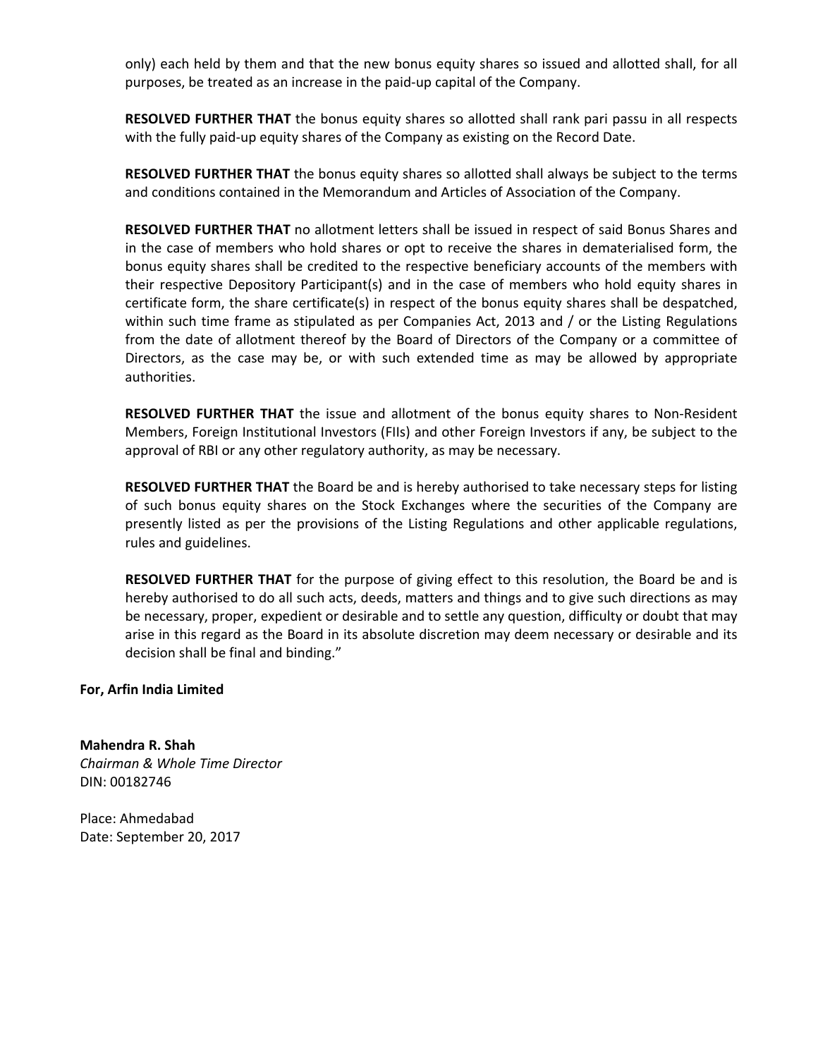only) each held by them and that the new bonus equity shares so issued and allotted shall, for all purposes, be treated as an increase in the paid-up capital of the Company.

**RESOLVED FURTHER THAT** the bonus equity shares so allotted shall rank pari passu in all respects with the fully paid-up equity shares of the Company as existing on the Record Date.

**RESOLVED FURTHER THAT** the bonus equity shares so allotted shall always be subject to the terms and conditions contained in the Memorandum and Articles of Association of the Company.

**RESOLVED FURTHER THAT** no allotment letters shall be issued in respect of said Bonus Shares and in the case of members who hold shares or opt to receive the shares in dematerialised form, the bonus equity shares shall be credited to the respective beneficiary accounts of the members with their respective Depository Participant(s) and in the case of members who hold equity shares in certificate form, the share certificate(s) in respect of the bonus equity shares shall be despatched, within such time frame as stipulated as per Companies Act, 2013 and / or the Listing Regulations from the date of allotment thereof by the Board of Directors of the Company or a committee of Directors, as the case may be, or with such extended time as may be allowed by appropriate authorities.

**RESOLVED FURTHER THAT** the issue and allotment of the bonus equity shares to Non-Resident Members, Foreign Institutional Investors (FIIs) and other Foreign Investors if any, be subject to the approval of RBI or any other regulatory authority, as may be necessary.

**RESOLVED FURTHER THAT** the Board be and is hereby authorised to take necessary steps for listing of such bonus equity shares on the Stock Exchanges where the securities of the Company are presently listed as per the provisions of the Listing Regulations and other applicable regulations, rules and guidelines.

**RESOLVED FURTHER THAT** for the purpose of giving effect to this resolution, the Board be and is hereby authorised to do all such acts, deeds, matters and things and to give such directions as may be necessary, proper, expedient or desirable and to settle any question, difficulty or doubt that may arise in this regard as the Board in its absolute discretion may deem necessary or desirable and its decision shall be final and binding."

**For, Arfin India Limited**

**Mahendra R. Shah**
*Chairman & Whole Time Director*
DIN: 00182746

Place: Ahmedabad
Date: September 20, 2017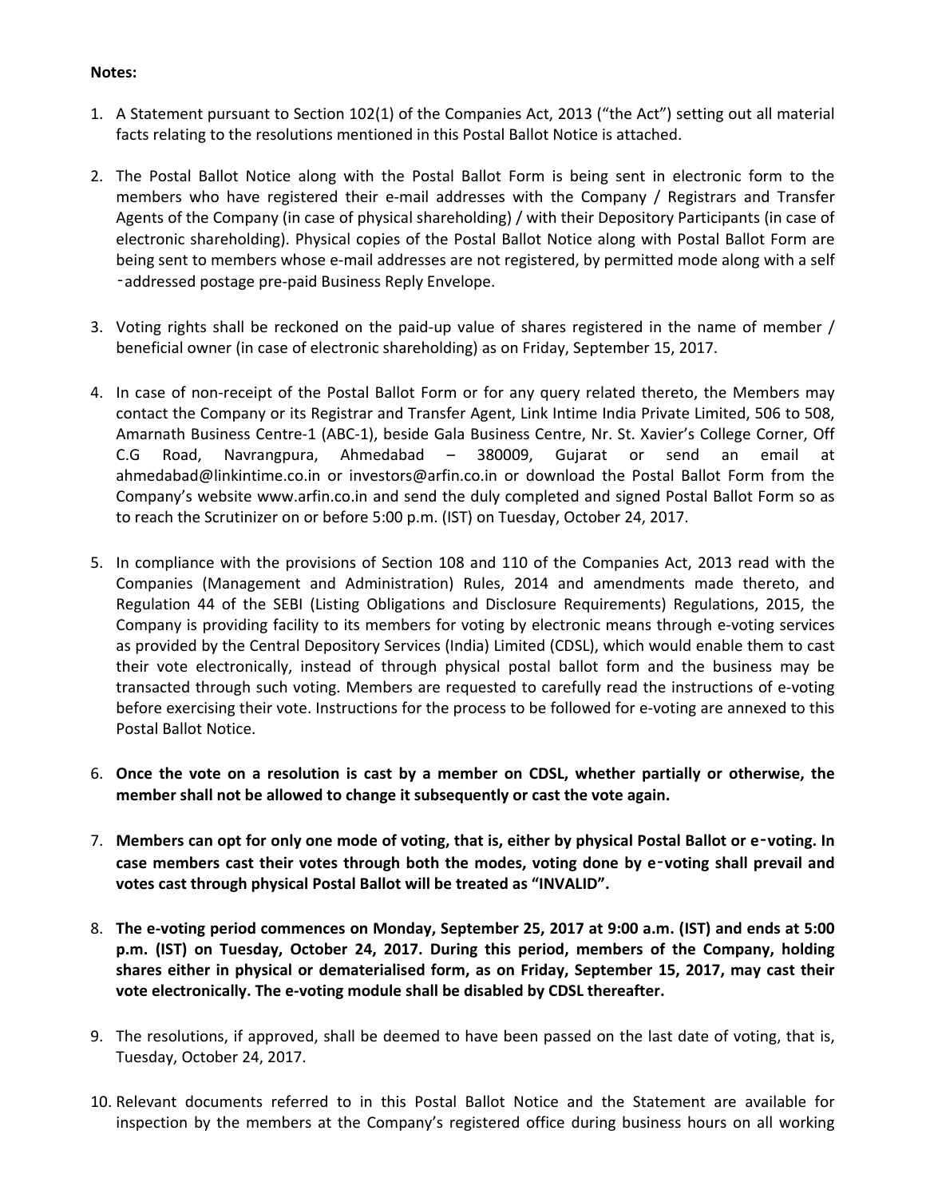**Notes:**

1. A Statement pursuant to Section 102(1) of the Companies Act, 2013 ("the Act") setting out all material facts relating to the resolutions mentioned in this Postal Ballot Notice is attached.

2. The Postal Ballot Notice along with the Postal Ballot Form is being sent in electronic form to the members who have registered their e-mail addresses with the Company / Registrars and Transfer Agents of the Company (in case of physical shareholding) / with their Depository Participants (in case of electronic shareholding). Physical copies of the Postal Ballot Notice along with Postal Ballot Form are being sent to members whose e-mail addresses are not registered, by permitted mode along with a self -addressed postage pre-paid Business Reply Envelope.

3. Voting rights shall be reckoned on the paid-up value of shares registered in the name of member / beneficial owner (in case of electronic shareholding) as on Friday, September 15, 2017.

4. In case of non-receipt of the Postal Ballot Form or for any query related thereto, the Members may contact the Company or its Registrar and Transfer Agent, Link Intime India Private Limited, 506 to 508, Amarnath Business Centre-1 (ABC-1), beside Gala Business Centre, Nr. St. Xavier's College Corner, Off C.G Road, Navrangpura, Ahmedabad – 380009, Gujarat or send an email at ahmedabad@linkintime.co.in or investors@arfin.co.in or download the Postal Ballot Form from the Company's website www.arfin.co.in and send the duly completed and signed Postal Ballot Form so as to reach the Scrutinizer on or before 5:00 p.m. (IST) on Tuesday, October 24, 2017.

5. In compliance with the provisions of Section 108 and 110 of the Companies Act, 2013 read with the Companies (Management and Administration) Rules, 2014 and amendments made thereto, and Regulation 44 of the SEBI (Listing Obligations and Disclosure Requirements) Regulations, 2015, the Company is providing facility to its members for voting by electronic means through e-voting services as provided by the Central Depository Services (India) Limited (CDSL), which would enable them to cast their vote electronically, instead of through physical postal ballot form and the business may be transacted through such voting. Members are requested to carefully read the instructions of e-voting before exercising their vote. Instructions for the process to be followed for e-voting are annexed to this Postal Ballot Notice.

6. **Once the vote on a resolution is cast by a member on CDSL, whether partially or otherwise, the member shall not be allowed to change it subsequently or cast the vote again.**

7. **Members can opt for only one mode of voting, that is, either by physical Postal Ballot or e-voting. In case members cast their votes through both the modes, voting done by e-voting shall prevail and votes cast through physical Postal Ballot will be treated as "INVALID".**

8. **The e-voting period commences on Monday, September 25, 2017 at 9:00 a.m. (IST) and ends at 5:00 p.m. (IST) on Tuesday, October 24, 2017. During this period, members of the Company, holding shares either in physical or dematerialised form, as on Friday, September 15, 2017, may cast their vote electronically. The e-voting module shall be disabled by CDSL thereafter.**

9. The resolutions, if approved, shall be deemed to have been passed on the last date of voting, that is, Tuesday, October 24, 2017.

10. Relevant documents referred to in this Postal Ballot Notice and the Statement are available for inspection by the members at the Company's registered office during business hours on all working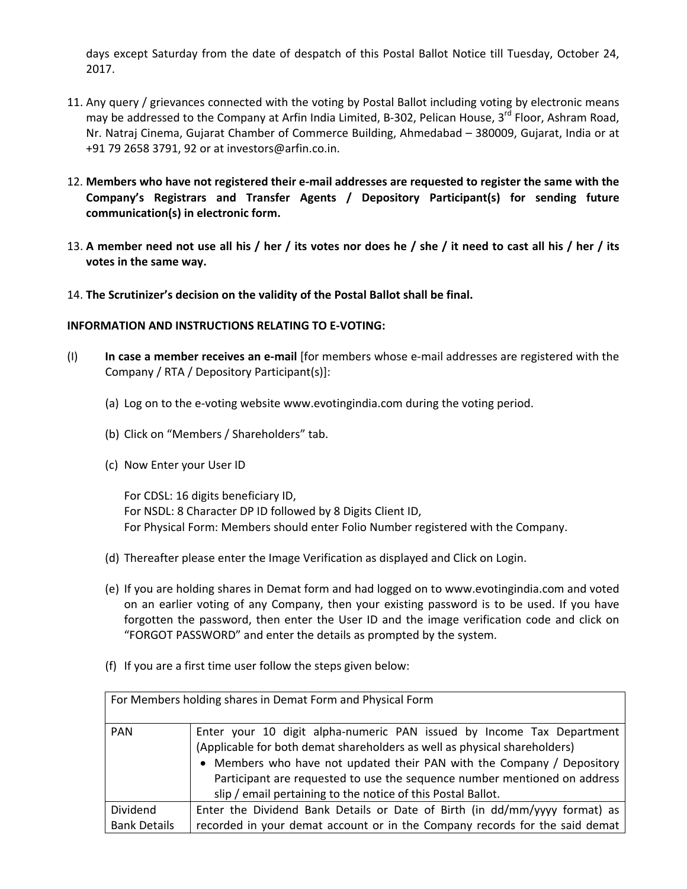days except Saturday from the date of despatch of this Postal Ballot Notice till Tuesday, October 24, 2017.

11. Any query / grievances connected with the voting by Postal Ballot including voting by electronic means may be addressed to the Company at Arfin India Limited, B-302, Pelican House, 3rd Floor, Ashram Road, Nr. Natraj Cinema, Gujarat Chamber of Commerce Building, Ahmedabad – 380009, Gujarat, India or at +91 79 2658 3791, 92 or at investors@arfin.co.in.

12. **Members who have not registered their e-mail addresses are requested to register the same with the Company's Registrars and Transfer Agents / Depository Participant(s) for sending future communication(s) in electronic form.**

13. **A member need not use all his / her / its votes nor does he / she / it need to cast all his / her / its votes in the same way.**

14. **The Scrutinizer's decision on the validity of the Postal Ballot shall be final.**

**INFORMATION AND INSTRUCTIONS RELATING TO E-VOTING:**

(I) **In case a member receives an e-mail** [for members whose e-mail addresses are registered with the Company / RTA / Depository Participant(s)]:

(a) Log on to the e-voting website www.evotingindia.com during the voting period.

(b) Click on "Members / Shareholders" tab.

(c) Now Enter your User ID

For CDSL: 16 digits beneficiary ID,
For NSDL: 8 Character DP ID followed by 8 Digits Client ID,
For Physical Form: Members should enter Folio Number registered with the Company.

(d) Thereafter please enter the Image Verification as displayed and Click on Login.

(e) If you are holding shares in Demat form and had logged on to www.evotingindia.com and voted on an earlier voting of any Company, then your existing password is to be used. If you have forgotten the password, then enter the User ID and the image verification code and click on "FORGOT PASSWORD" and enter the details as prompted by the system.

(f) If you are a first time user follow the steps given below:

| For Members holding shares in Demat Form and Physical Form | |
|---|---|
| PAN | Enter your 10 digit alpha-numeric PAN issued by Income Tax Department (Applicable for both demat shareholders as well as physical shareholders)<br>• Members who have not updated their PAN with the Company / Depository Participant are requested to use the sequence number mentioned on address slip / email pertaining to the notice of this Postal Ballot. |
| Dividend Bank Details | Enter the Dividend Bank Details or Date of Birth (in dd/mm/yyyy format) as recorded in your demat account or in the Company records for the said demat |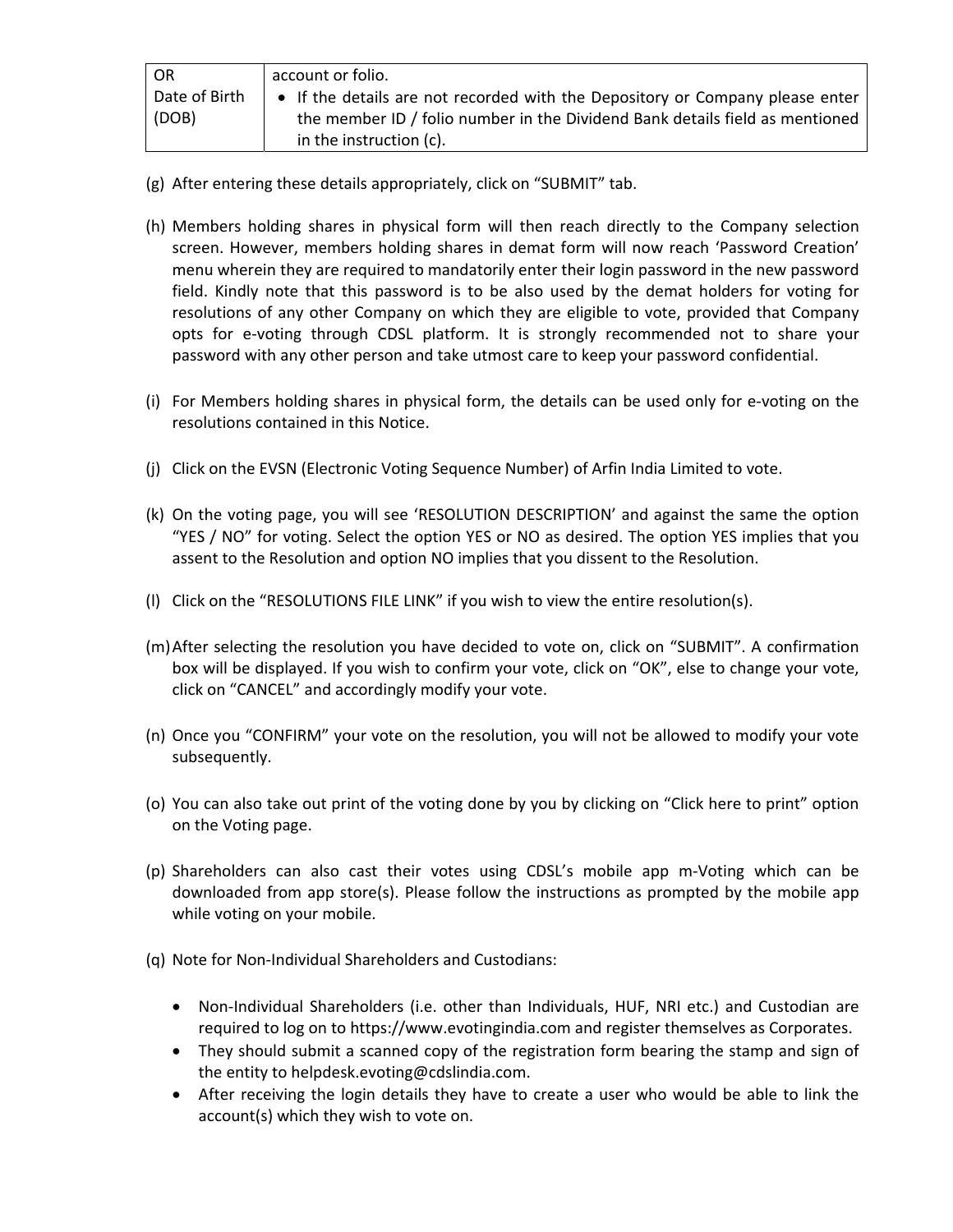| OR Date of Birth (DOB) | account or folio.<br>• If the details are not recorded with the Depository or Company please enter the member ID / folio number in the Dividend Bank details field as mentioned in the instruction (c). |
|---|---|

(g) After entering these details appropriately, click on "SUBMIT" tab.

(h) Members holding shares in physical form will then reach directly to the Company selection screen. However, members holding shares in demat form will now reach 'Password Creation' menu wherein they are required to mandatorily enter their login password in the new password field. Kindly note that this password is to be also used by the demat holders for voting for resolutions of any other Company on which they are eligible to vote, provided that Company opts for e-voting through CDSL platform. It is strongly recommended not to share your password with any other person and take utmost care to keep your password confidential.

(i) For Members holding shares in physical form, the details can be used only for e-voting on the resolutions contained in this Notice.

(j) Click on the EVSN (Electronic Voting Sequence Number) of Arfin India Limited to vote.

(k) On the voting page, you will see 'RESOLUTION DESCRIPTION' and against the same the option "YES / NO" for voting. Select the option YES or NO as desired. The option YES implies that you assent to the Resolution and option NO implies that you dissent to the Resolution.

(l) Click on the "RESOLUTIONS FILE LINK" if you wish to view the entire resolution(s).

(m) After selecting the resolution you have decided to vote on, click on "SUBMIT". A confirmation box will be displayed. If you wish to confirm your vote, click on "OK", else to change your vote, click on "CANCEL" and accordingly modify your vote.

(n) Once you "CONFIRM" your vote on the resolution, you will not be allowed to modify your vote subsequently.

(o) You can also take out print of the voting done by you by clicking on "Click here to print" option on the Voting page.

(p) Shareholders can also cast their votes using CDSL's mobile app m-Voting which can be downloaded from app store(s). Please follow the instructions as prompted by the mobile app while voting on your mobile.

(q) Note for Non-Individual Shareholders and Custodians:

- Non-Individual Shareholders (i.e. other than Individuals, HUF, NRI etc.) and Custodian are required to log on to https://www.evotingindia.com and register themselves as Corporates.
- They should submit a scanned copy of the registration form bearing the stamp and sign of the entity to helpdesk.evoting@cdslindia.com.
- After receiving the login details they have to create a user who would be able to link the account(s) which they wish to vote on.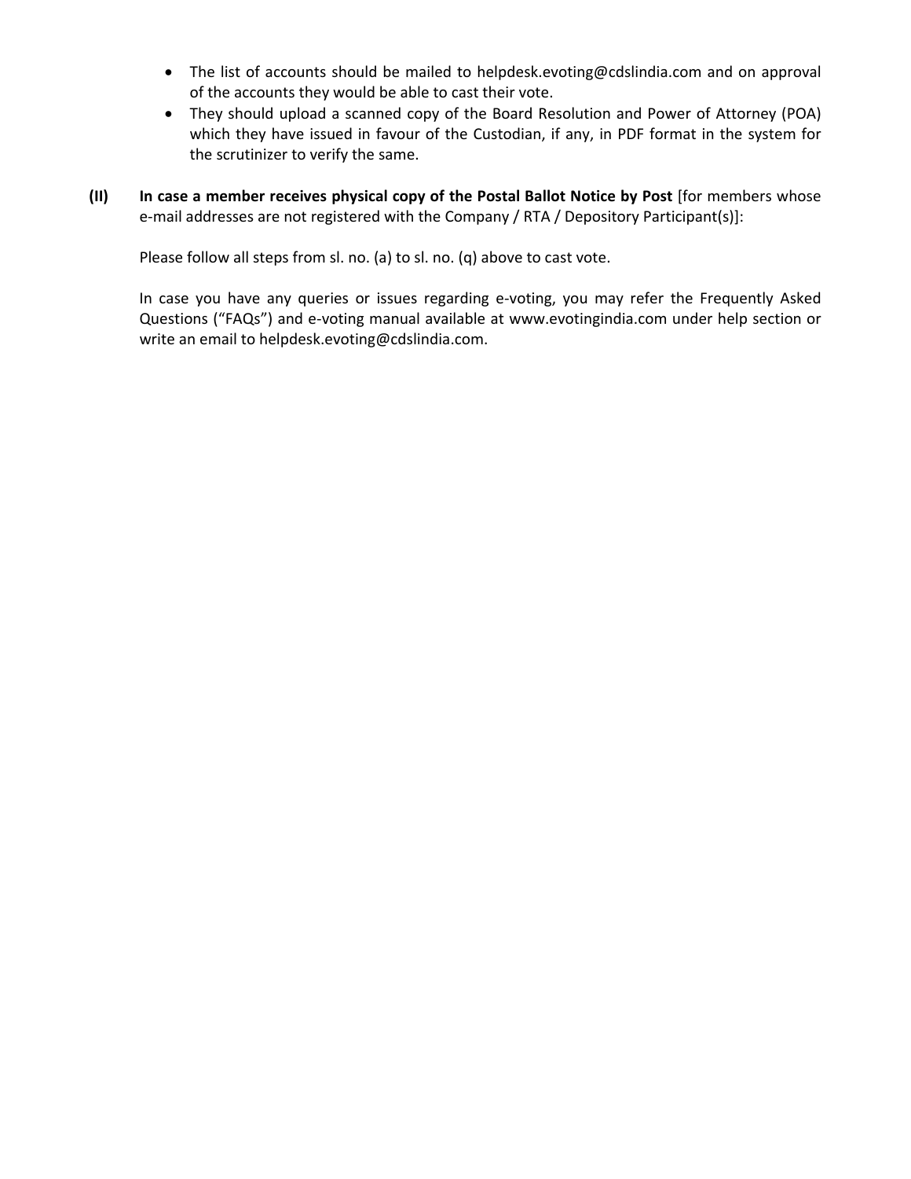- The list of accounts should be mailed to helpdesk.evoting@cdslindia.com and on approval of the accounts they would be able to cast their vote.
- They should upload a scanned copy of the Board Resolution and Power of Attorney (POA) which they have issued in favour of the Custodian, if any, in PDF format in the system for the scrutinizer to verify the same.

**(II) In case a member receives physical copy of the Postal Ballot Notice by Post** [for members whose e-mail addresses are not registered with the Company / RTA / Depository Participant(s)]:

Please follow all steps from sl. no. (a) to sl. no. (q) above to cast vote.

In case you have any queries or issues regarding e-voting, you may refer the Frequently Asked Questions ("FAQs") and e-voting manual available at www.evotingindia.com under help section or write an email to helpdesk.evoting@cdslindia.com.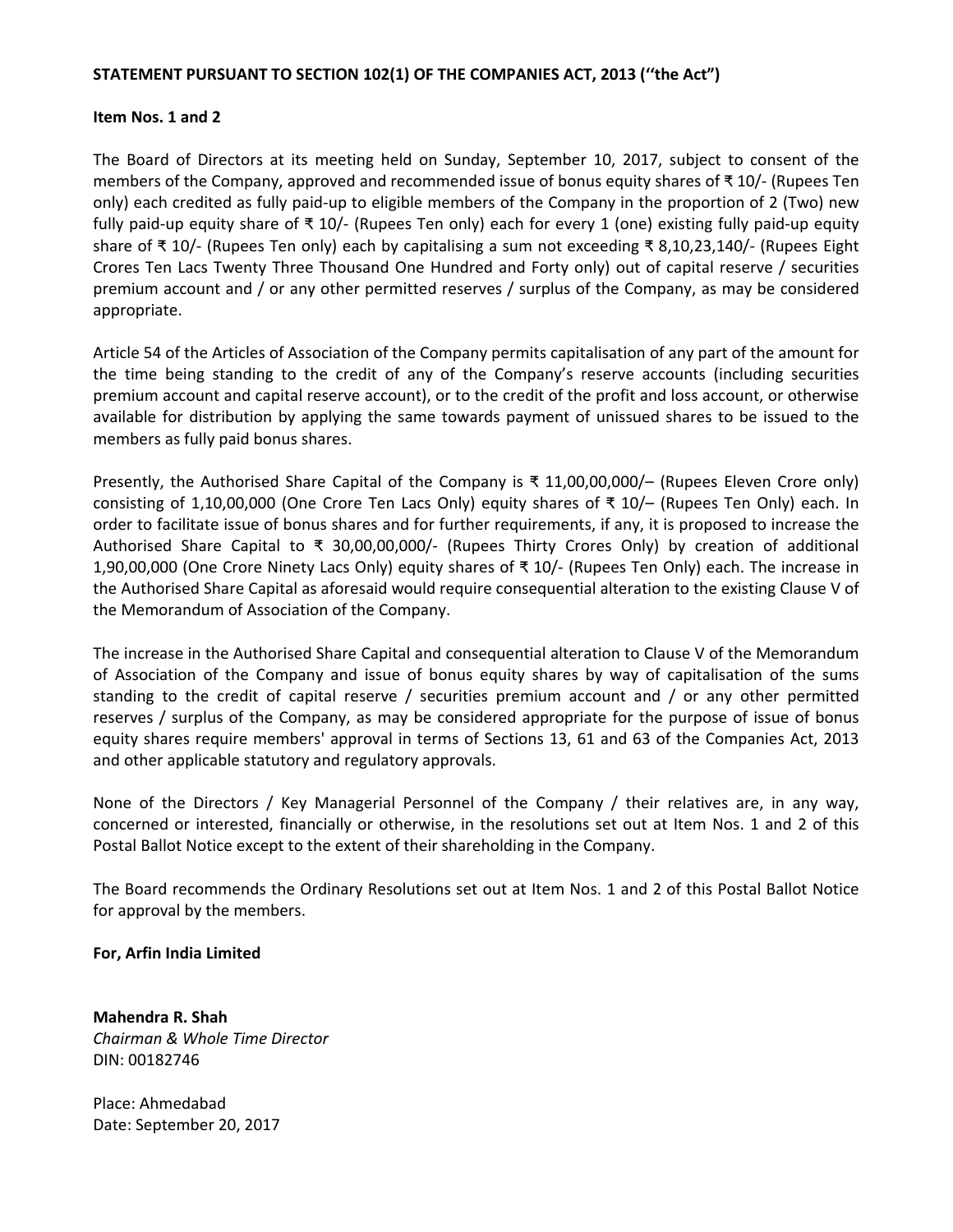**STATEMENT PURSUANT TO SECTION 102(1) OF THE COMPANIES ACT, 2013 (''the Act")**

**Item Nos. 1 and 2**

The Board of Directors at its meeting held on Sunday, September 10, 2017, subject to consent of the members of the Company, approved and recommended issue of bonus equity shares of ₹ 10/- (Rupees Ten only) each credited as fully paid-up to eligible members of the Company in the proportion of 2 (Two) new fully paid-up equity share of ₹ 10/- (Rupees Ten only) each for every 1 (one) existing fully paid-up equity share of ₹ 10/- (Rupees Ten only) each by capitalising a sum not exceeding ₹ 8,10,23,140/- (Rupees Eight Crores Ten Lacs Twenty Three Thousand One Hundred and Forty only) out of capital reserve / securities premium account and / or any other permitted reserves / surplus of the Company, as may be considered appropriate.

Article 54 of the Articles of Association of the Company permits capitalisation of any part of the amount for the time being standing to the credit of any of the Company's reserve accounts (including securities premium account and capital reserve account), or to the credit of the profit and loss account, or otherwise available for distribution by applying the same towards payment of unissued shares to be issued to the members as fully paid bonus shares.

Presently, the Authorised Share Capital of the Company is ₹ 11,00,00,000/– (Rupees Eleven Crore only) consisting of 1,10,00,000 (One Crore Ten Lacs Only) equity shares of ₹ 10/– (Rupees Ten Only) each. In order to facilitate issue of bonus shares and for further requirements, if any, it is proposed to increase the Authorised Share Capital to ₹ 30,00,00,000/- (Rupees Thirty Crores Only) by creation of additional 1,90,00,000 (One Crore Ninety Lacs Only) equity shares of ₹ 10/- (Rupees Ten Only) each. The increase in the Authorised Share Capital as aforesaid would require consequential alteration to the existing Clause V of the Memorandum of Association of the Company.

The increase in the Authorised Share Capital and consequential alteration to Clause V of the Memorandum of Association of the Company and issue of bonus equity shares by way of capitalisation of the sums standing to the credit of capital reserve / securities premium account and / or any other permitted reserves / surplus of the Company, as may be considered appropriate for the purpose of issue of bonus equity shares require members' approval in terms of Sections 13, 61 and 63 of the Companies Act, 2013 and other applicable statutory and regulatory approvals.

None of the Directors / Key Managerial Personnel of the Company / their relatives are, in any way, concerned or interested, financially or otherwise, in the resolutions set out at Item Nos. 1 and 2 of this Postal Ballot Notice except to the extent of their shareholding in the Company.

The Board recommends the Ordinary Resolutions set out at Item Nos. 1 and 2 of this Postal Ballot Notice for approval by the members.

**For, Arfin India Limited**

**Mahendra R. Shah**
*Chairman & Whole Time Director*
DIN: 00182746

Place: Ahmedabad
Date: September 20, 2017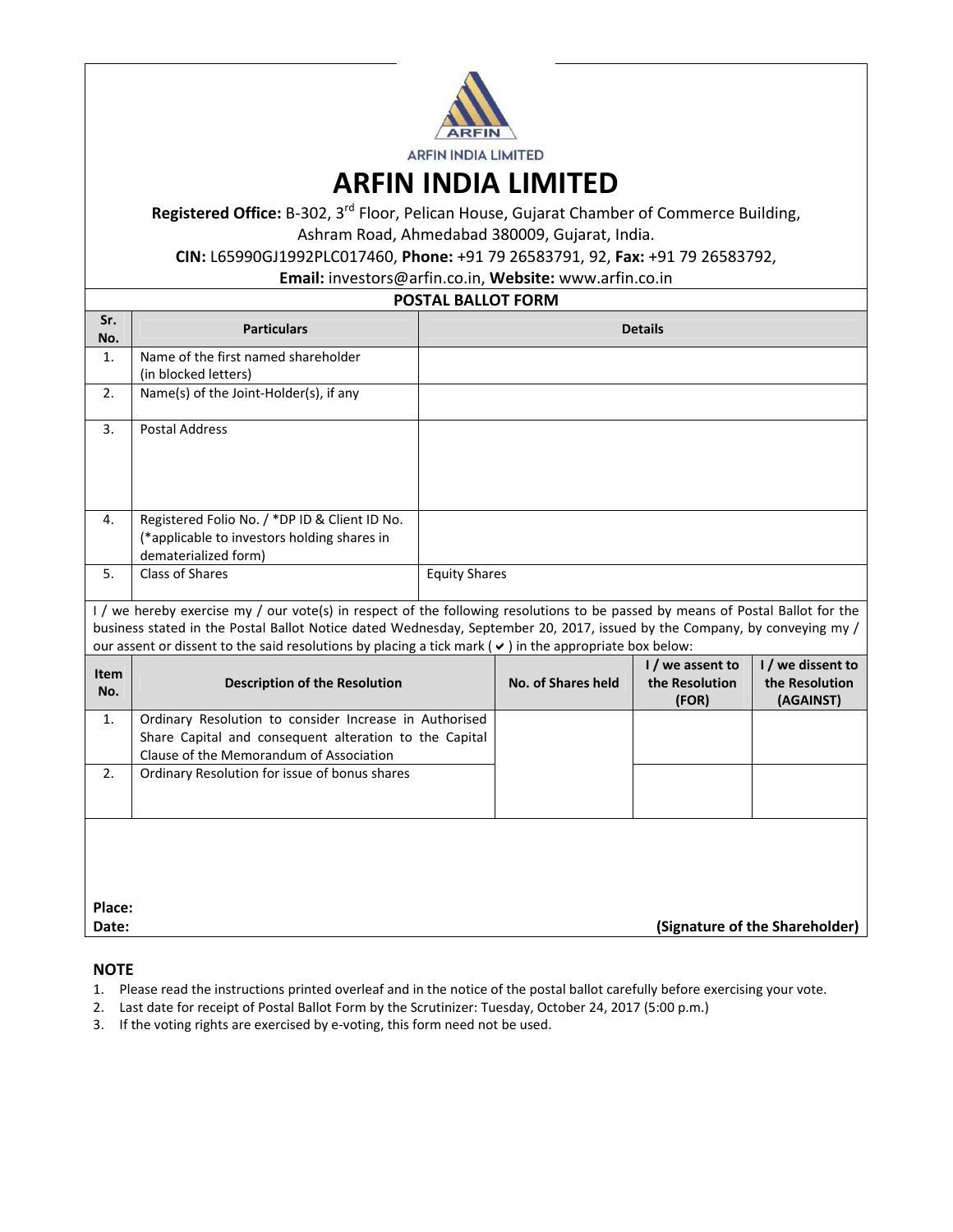ARFIN INDIA LIMITED

# ARFIN INDIA LIMITED

**Registered Office:** B-302, 3rd Floor, Pelican House, Gujarat Chamber of Commerce Building, Ashram Road, Ahmedabad 380009, Gujarat, India.

**CIN:** L65990GJ1992PLC017460, **Phone:** +91 79 26583791, 92, **Fax:** +91 79 26583792,

**Email:** investors@arfin.co.in, **Website:** www.arfin.co.in

## POSTAL BALLOT FORM

| Sr. No. | Particulars | Details |
|---|---|---|
| 1. | Name of the first named shareholder (in blocked letters) | |
| 2. | Name(s) of the Joint-Holder(s), if any | |
| 3. | Postal Address | |
| 4. | Registered Folio No. / *DP ID & Client ID No. (*applicable to investors holding shares in dematerialized form) | |
| 5. | Class of Shares | Equity Shares |

I / we hereby exercise my / our vote(s) in respect of the following resolutions to be passed by means of Postal Ballot for the business stated in the Postal Ballot Notice dated Wednesday, September 20, 2017, issued by the Company, by conveying my / our assent or dissent to the said resolutions by placing a tick mark ( ✔ ) in the appropriate box below:

| Item No. | Description of the Resolution | No. of Shares held | I / we assent to the Resolution (FOR) | I / we dissent to the Resolution (AGAINST) |
|---|---|---|---|---|
| 1. | Ordinary Resolution to consider Increase in Authorised Share Capital and consequent alteration to the Capital Clause of the Memorandum of Association | | | |
| 2. | Ordinary Resolution for issue of bonus shares | | | |

**Place:**

**Date:** **(Signature of the Shareholder)**

### NOTE

1. Please read the instructions printed overleaf and in the notice of the postal ballot carefully before exercising your vote.
2. Last date for receipt of Postal Ballot Form by the Scrutinizer: Tuesday, October 24, 2017 (5:00 p.m.)
3. If the voting rights are exercised by e-voting, this form need not be used.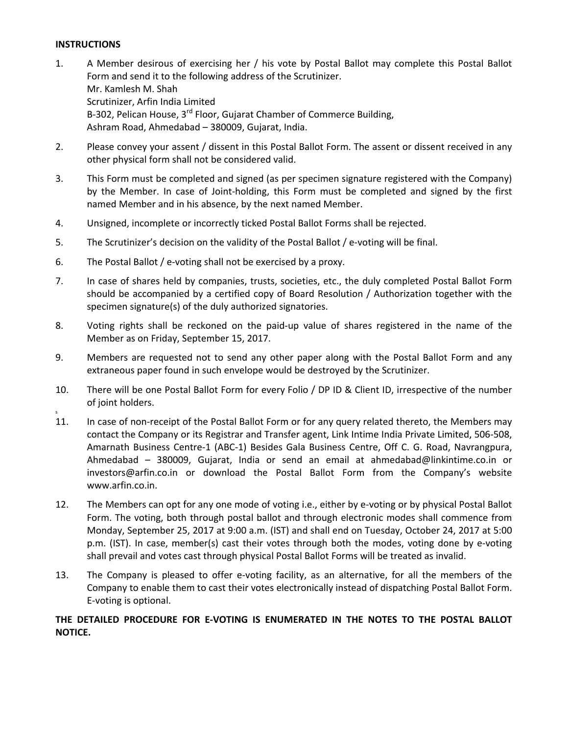**INSTRUCTIONS**

1. A Member desirous of exercising her / his vote by Postal Ballot may complete this Postal Ballot Form and send it to the following address of the Scrutinizer.
   Mr. Kamlesh M. Shah
   Scrutinizer, Arfin India Limited
   B-302, Pelican House, 3rd Floor, Gujarat Chamber of Commerce Building,
   Ashram Road, Ahmedabad – 380009, Gujarat, India.

2. Please convey your assent / dissent in this Postal Ballot Form. The assent or dissent received in any other physical form shall not be considered valid.

3. This Form must be completed and signed (as per specimen signature registered with the Company) by the Member. In case of Joint-holding, this Form must be completed and signed by the first named Member and in his absence, by the next named Member.

4. Unsigned, incomplete or incorrectly ticked Postal Ballot Forms shall be rejected.

5. The Scrutinizer's decision on the validity of the Postal Ballot / e-voting will be final.

6. The Postal Ballot / e-voting shall not be exercised by a proxy.

7. In case of shares held by companies, trusts, societies, etc., the duly completed Postal Ballot Form should be accompanied by a certified copy of Board Resolution / Authorization together with the specimen signature(s) of the duly authorized signatories.

8. Voting rights shall be reckoned on the paid-up value of shares registered in the name of the Member as on Friday, September 15, 2017.

9. Members are requested not to send any other paper along with the Postal Ballot Form and any extraneous paper found in such envelope would be destroyed by the Scrutinizer.

10. There will be one Postal Ballot Form for every Folio / DP ID & Client ID, irrespective of the number of joint holders.

11. In case of non-receipt of the Postal Ballot Form or for any query related thereto, the Members may contact the Company or its Registrar and Transfer agent, Link Intime India Private Limited, 506-508, Amarnath Business Centre-1 (ABC-1) Besides Gala Business Centre, Off C. G. Road, Navrangpura, Ahmedabad – 380009, Gujarat, India or send an email at ahmedabad@linkintime.co.in or investors@arfin.co.in or download the Postal Ballot Form from the Company's website www.arfin.co.in.

12. The Members can opt for any one mode of voting i.e., either by e-voting or by physical Postal Ballot Form. The voting, both through postal ballot and through electronic modes shall commence from Monday, September 25, 2017 at 9:00 a.m. (IST) and shall end on Tuesday, October 24, 2017 at 5:00 p.m. (IST). In case, member(s) cast their votes through both the modes, voting done by e-voting shall prevail and votes cast through physical Postal Ballot Forms will be treated as invalid.

13. The Company is pleased to offer e-voting facility, as an alternative, for all the members of the Company to enable them to cast their votes electronically instead of dispatching Postal Ballot Form. E-voting is optional.

**THE DETAILED PROCEDURE FOR E-VOTING IS ENUMERATED IN THE NOTES TO THE POSTAL BALLOT NOTICE.**